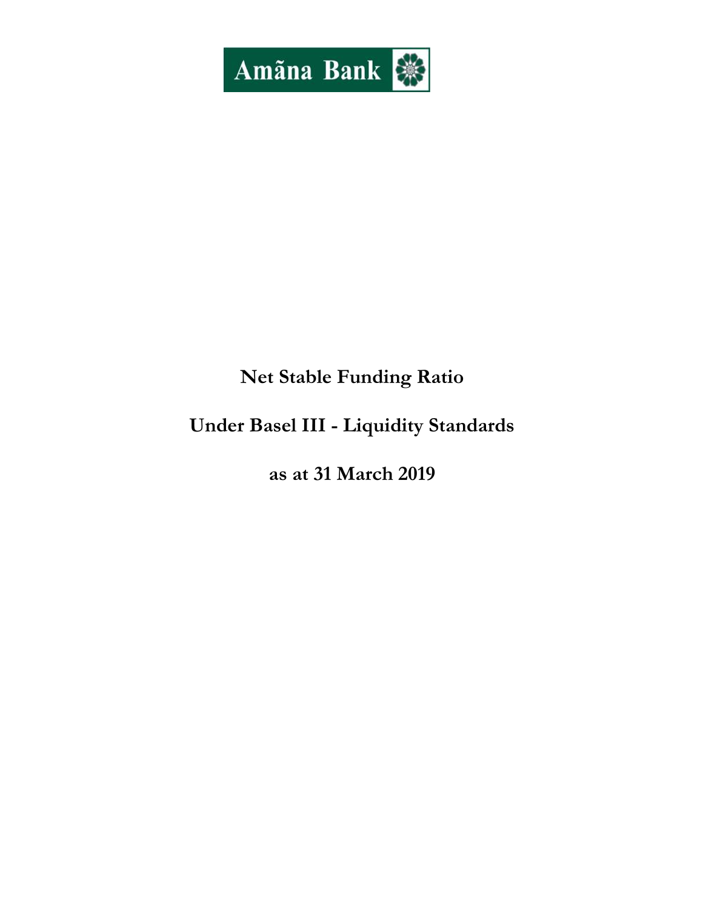Amãna Bank

# Net Stable Funding Ratio

# Under Basel III - Liquidity Standards

# as at 31 March 2019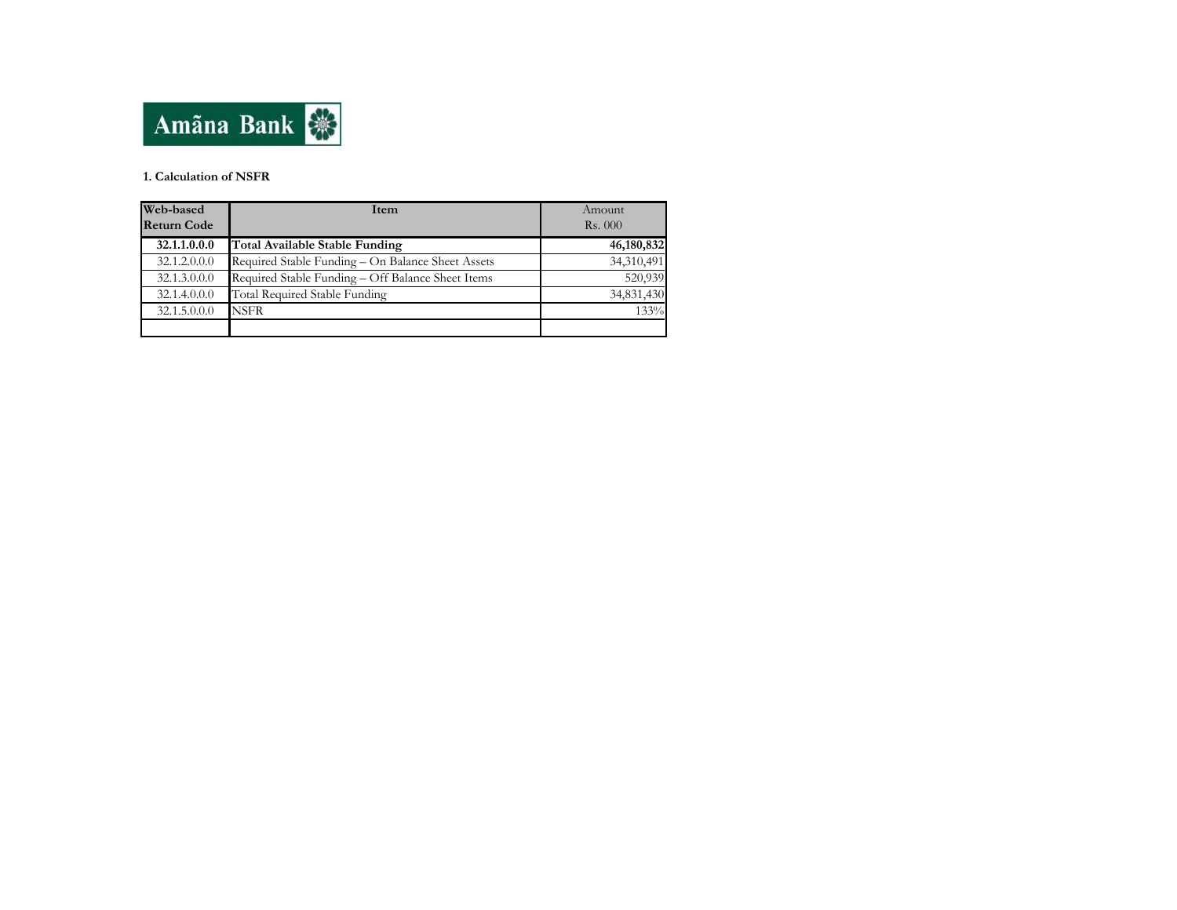Amãna Bank

**1. Calculation of NSFR**

| Web-based Return Code | Item | Amount Rs. 000 |
|---|---|---|
| **32.1.1.0.0.0** | **Total Available Stable Funding** | **46,180,832** |
| 32.1.2.0.0.0 | Required Stable Funding – On Balance Sheet Assets | 34,310,491 |
| 32.1.3.0.0.0 | Required Stable Funding – Off Balance Sheet Items | 520,939 |
| 32.1.4.0.0.0 | Total Required Stable Funding | 34,831,430 |
| 32.1.5.0.0.0 | NSFR | 133% |
| | | |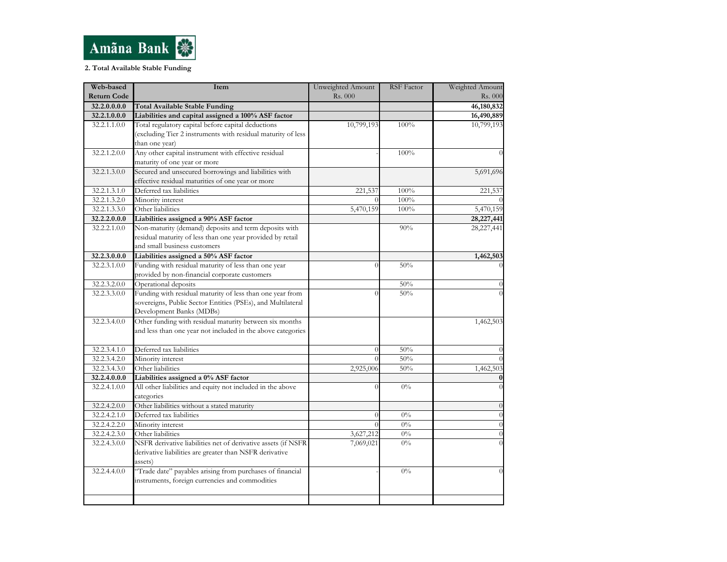**Amãna Bank**

**2. Total Available Stable Funding**

| Web-based Return Code | Item | Unweighted Amount Rs. 000 | RSF Factor | Weighted Amount Rs. 000 |
|---|---|---|---|---|
| **32.2.0.0.0.0** | **Total Available Stable Funding** | | | **46,180,832** |
| **32.2.1.0.0.0** | **Liabilities and capital assigned a 100% ASF factor** | | | **16,490,889** |
| 32.2.1.1.0.0 | Total regulatory capital before capital deductions (excluding Tier 2 instruments with residual maturity of less than one year) | 10,799,193 | 100% | 10,799,193 |
| 32.2.1.2.0.0 | Any other capital instrument with effective residual maturity of one year or more | - | 100% | 0 |
| 32.2.1.3.0.0 | Secured and unsecured borrowings and liabilities with effective residual maturities of one year or more | | | 5,691,696 |
| 32.2.1.3.1.0 | Deferred tax liabilities | 221,537 | 100% | 221,537 |
| 32.2.1.3.2.0 | Minority interest | 0 | 100% | 0 |
| 32.2.1.3.3.0 | Other liabilities | 5,470,159 | 100% | 5,470,159 |
| **32.2.2.0.0.0** | **Liabilities assigned a 90% ASF factor** | | | **28,227,441** |
| 32.2.2.1.0.0 | Non-maturity (demand) deposits and term deposits with residual maturity of less than one year provided by retail and small business customers | | 90% | 28,227,441 |
| **32.2.3.0.0.0** | **Liabilities assigned a 50% ASF factor** | | | **1,462,503** |
| 32.2.3.1.0.0 | Funding with residual maturity of less than one year provided by non-financial corporate customers | 0 | 50% | 0 |
| 32.2.3.2.0.0 | Operational deposits | | 50% | 0 |
| 32.2.3.3.0.0 | Funding with residual maturity of less than one year from sovereigns, Public Sector Entities (PSEs), and Multilateral Development Banks (MDBs) | 0 | 50% | 0 |
| 32.2.3.4.0.0 | Other funding with residual maturity between six months and less than one year not included in the above categories | | | 1,462,503 |
| 32.2.3.4.1.0 | Deferred tax liabilities | 0 | 50% | 0 |
| 32.2.3.4.2.0 | Minority interest | 0 | 50% | 0 |
| 32.2.3.4.3.0 | Other liabilities | 2,925,006 | 50% | 1,462,503 |
| **32.2.4.0.0.0** | **Liabilities assigned a 0% ASF factor** | | | **0** |
| 32.2.4.1.0.0 | All other liabilities and equity not included in the above categories | 0 | 0% | 0 |
| 32.2.4.2.0.0 | Other liabilities without a stated maturity | | | 0 |
| 32.2.4.2.1.0 | Deferred tax liabilities | 0 | 0% | 0 |
| 32.2.4.2.2.0 | Minority interest | 0 | 0% | 0 |
| 32.2.4.2.3.0 | Other liabilities | 3,627,212 | 0% | 0 |
| 32.2.4.3.0.0 | NSFR derivative liabilities net of derivative assets (if NSFR derivative liabilities are greater than NSFR derivative assets) | 7,069,021 | 0% | 0 |
| 32.2.4.4.0.0 | "Trade date" payables arising from purchases of financial instruments, foreign currencies and commodities | - | 0% | 0 |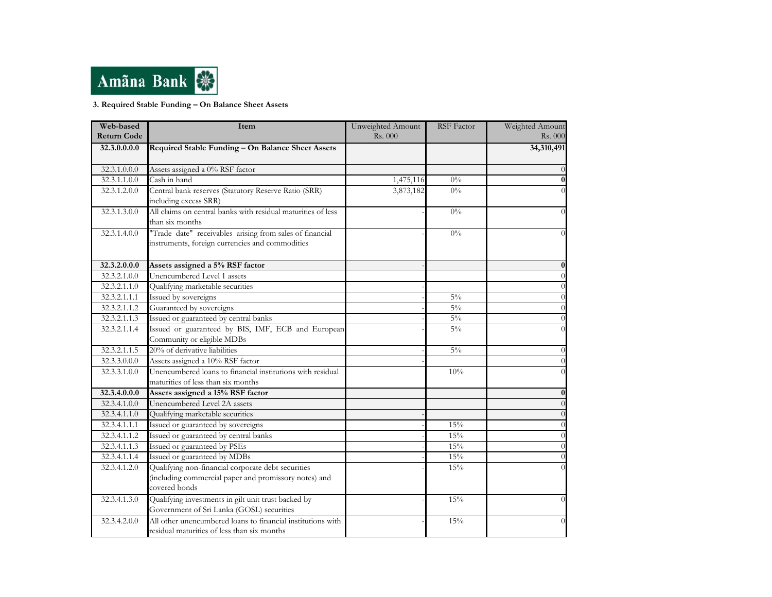Amãna Bank

**3. Required Stable Funding – On Balance Sheet Assets**

| Web-based Return Code | Item | Unweighted Amount Rs. 000 | RSF Factor | Weighted Amount Rs. 000 |
|---|---|---|---|---|
| **32.3.0.0.0.0** | **Required Stable Funding – On Balance Sheet Assets** | | | **34,310,491** |
| 32.3.1.0.0.0 | Assets assigned a 0% RSF factor | | | 0 |
| 32.3.1.1.0.0 | Cash in hand | 1,475,116 | 0% | **0** |
| 32.3.1.2.0.0 | Central bank reserves (Statutory Reserve Ratio (SRR) including excess SRR) | 3,873,182 | 0% | 0 |
| 32.3.1.3.0.0 | All claims on central banks with residual maturities of less than six months | - | 0% | 0 |
| 32.3.1.4.0.0 | "Trade date" receivables arising from sales of financial instruments, foreign currencies and commodities | - | 0% | 0 |
| **32.3.2.0.0.0** | **Assets assigned a 5% RSF factor** | - | | **0** |
| 32.3.2.1.0.0 | Unencumbered Level 1 assets | | | 0 |
| 32.3.2.1.1.0 | Qualifying marketable securities | - | | 0 |
| 32.3.2.1.1.1 | Issued by sovereigns | - | 5% | 0 |
| 32.3.2.1.1.2 | Guaranteed by sovereigns | - | 5% | 0 |
| 32.3.2.1.1.3 | Issued or guaranteed by central banks | - | 5% | 0 |
| 32.3.2.1.1.4 | Issued or guaranteed by BIS, IMF, ECB and European Community or eligible MDBs | - | 5% | 0 |
| 32.3.2.1.1.5 | 20% of derivative liabilities | - | 5% | 0 |
| 32.3.3.0.0.0 | Assets assigned a 10% RSF factor | - | | 0 |
| 32.3.3.1.0.0 | Unencumbered loans to financial institutions with residual maturities of less than six months | | 10% | 0 |
| **32.3.4.0.0.0** | **Assets assigned a 15% RSF factor** | | | **0** |
| 32.3.4.1.0.0 | Unencumbered Level 2A assets | | | 0 |
| 32.3.4.1.1.0 | Qualifying marketable securities | - | | 0 |
| 32.3.4.1.1.1 | Issued or guaranteed by sovereigns | - | 15% | 0 |
| 32.3.4.1.1.2 | Issued or guaranteed by central banks | - | 15% | 0 |
| 32.3.4.1.1.3 | Issued or guaranteed by PSEs | - | 15% | 0 |
| 32.3.4.1.1.4 | Issued or guaranteed by MDBs | - | 15% | 0 |
| 32.3.4.1.2.0 | Qualifying non-financial corporate debt securities (including commercial paper and promissory notes) and covered bonds | - | 15% | 0 |
| 32.3.4.1.3.0 | Qualifying investments in gilt unit trust backed by Government of Sri Lanka (GOSL) securities | - | 15% | 0 |
| 32.3.4.2.0.0 | All other unencumbered loans to financial institutions with residual maturities of less than six months | - | 15% | 0 |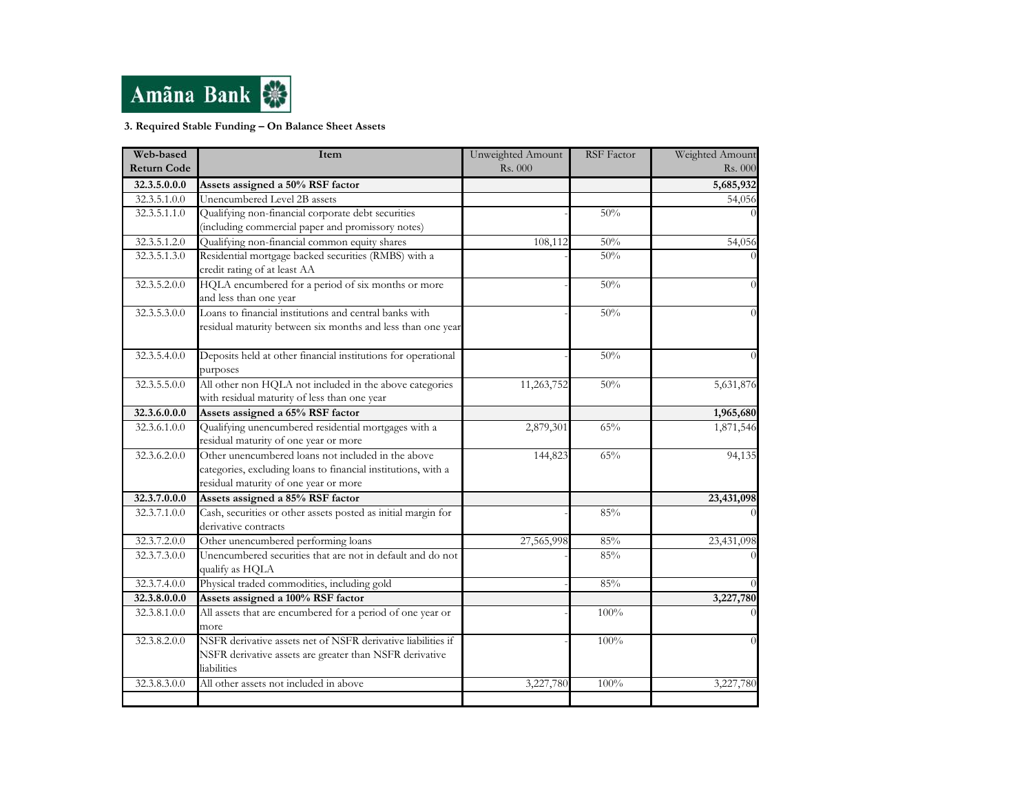Amãna Bank

**3. Required Stable Funding – On Balance Sheet Assets**

| Web-based Return Code | Item | Unweighted Amount Rs. 000 | RSF Factor | Weighted Amount Rs. 000 |
|---|---|---|---|---|
| **32.3.5.0.0.0** | **Assets assigned a 50% RSF factor** | | | **5,685,932** |
| 32.3.5.1.0.0 | Unencumbered Level 2B assets | | | 54,056 |
| 32.3.5.1.1.0 | Qualifying non-financial corporate debt securities (including commercial paper and promissory notes) | - | 50% | 0 |
| 32.3.5.1.2.0 | Qualifying non-financial common equity shares | 108,112 | 50% | 54,056 |
| 32.3.5.1.3.0 | Residential mortgage backed securities (RMBS) with a credit rating of at least AA | - | 50% | 0 |
| 32.3.5.2.0.0 | HQLA encumbered for a period of six months or more and less than one year | - | 50% | 0 |
| 32.3.5.3.0.0 | Loans to financial institutions and central banks with residual maturity between six months and less than one year | - | 50% | 0 |
| 32.3.5.4.0.0 | Deposits held at other financial institutions for operational purposes | - | 50% | 0 |
| 32.3.5.5.0.0 | All other non HQLA not included in the above categories with residual maturity of less than one year | 11,263,752 | 50% | 5,631,876 |
| **32.3.6.0.0.0** | **Assets assigned a 65% RSF factor** | | | **1,965,680** |
| 32.3.6.1.0.0 | Qualifying unencumbered residential mortgages with a residual maturity of one year or more | 2,879,301 | 65% | 1,871,546 |
| 32.3.6.2.0.0 | Other unencumbered loans not included in the above categories, excluding loans to financial institutions, with a residual maturity of one year or more | 144,823 | 65% | 94,135 |
| **32.3.7.0.0.0** | **Assets assigned a 85% RSF factor** | | | **23,431,098** |
| 32.3.7.1.0.0 | Cash, securities or other assets posted as initial margin for derivative contracts | - | 85% | 0 |
| 32.3.7.2.0.0 | Other unencumbered performing loans | 27,565,998 | 85% | 23,431,098 |
| 32.3.7.3.0.0 | Unencumbered securities that are not in default and do not qualify as HQLA | - | 85% | 0 |
| 32.3.7.4.0.0 | Physical traded commodities, including gold | - | 85% | 0 |
| **32.3.8.0.0.0** | **Assets assigned a 100% RSF factor** | | | **3,227,780** |
| 32.3.8.1.0.0 | All assets that are encumbered for a period of one year or more | - | 100% | 0 |
| 32.3.8.2.0.0 | NSFR derivative assets net of NSFR derivative liabilities if NSFR derivative assets are greater than NSFR derivative liabilities | - | 100% | 0 |
| 32.3.8.3.0.0 | All other assets not included in above | 3,227,780 | 100% | 3,227,780 |
| | | | | |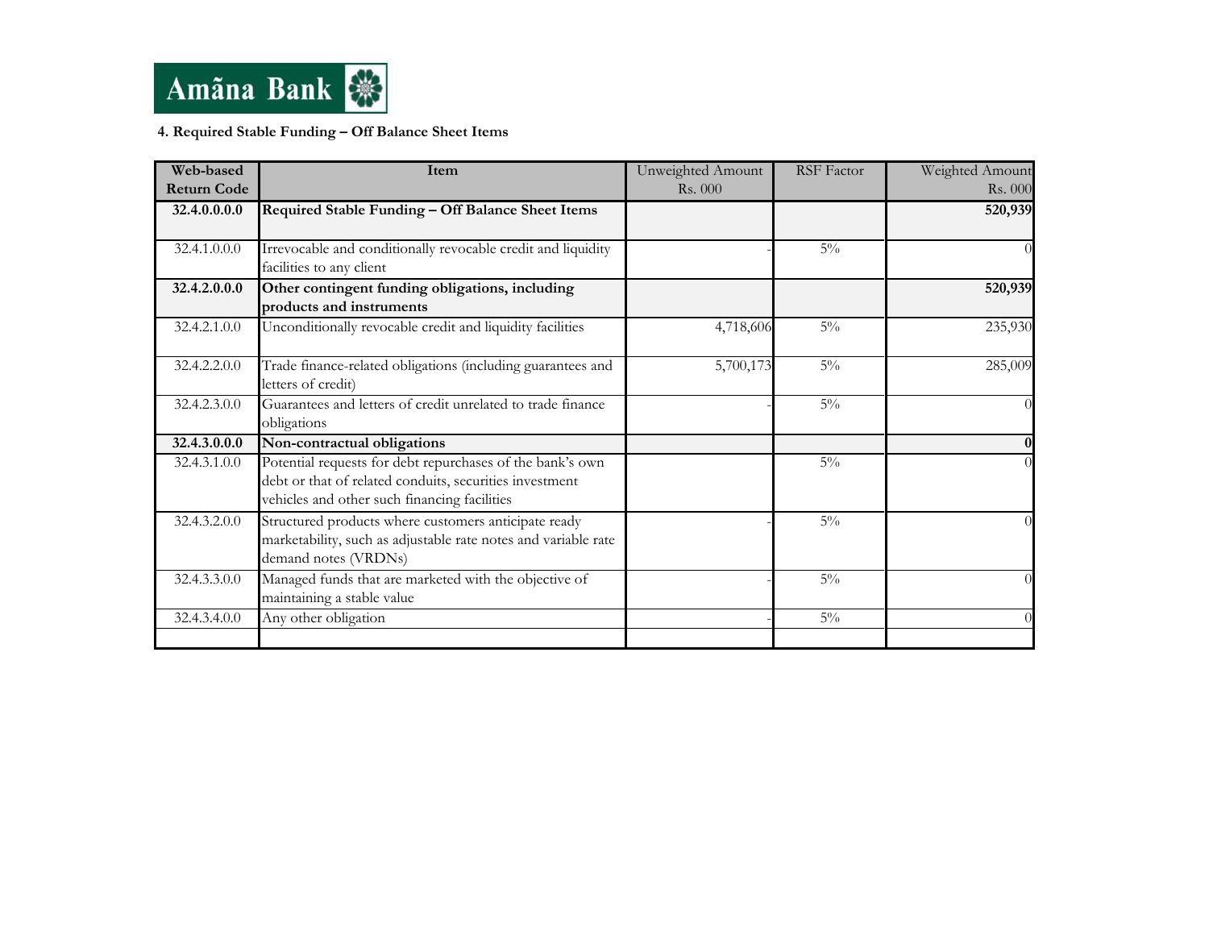Amãna Bank

### 4. Required Stable Funding – Off Balance Sheet Items

| Web-based Return Code | Item | Unweighted Amount Rs. 000 | RSF Factor | Weighted Amount Rs. 000 |
|---|---|---|---|---|
| **32.4.0.0.0** | **Required Stable Funding – Off Balance Sheet Items** | | | **520,939** |
| 32.4.1.0.0 | Irrevocable and conditionally revocable credit and liquidity facilities to any client | - | 5% | 0 |
| **32.4.2.0.0** | **Other contingent funding obligations, including products and instruments** | | | **520,939** |
| 32.4.2.1.0 | Unconditionally revocable credit and liquidity facilities | 4,718,606 | 5% | 235,930 |
| 32.4.2.2.0 | Trade finance-related obligations (including guarantees and letters of credit) | 5,700,173 | 5% | 285,009 |
| 32.4.2.3.0 | Guarantees and letters of credit unrelated to trade finance obligations | - | 5% | 0 |
| **32.4.3.0.0** | **Non-contractual obligations** | | | **0** |
| 32.4.3.1.0 | Potential requests for debt repurchases of the bank's own debt or that of related conduits, securities investment vehicles and other such financing facilities | | 5% | 0 |
| 32.4.3.2.0 | Structured products where customers anticipate ready marketability, such as adjustable rate notes and variable rate demand notes (VRDNs) | - | 5% | 0 |
| 32.4.3.3.0 | Managed funds that are marketed with the objective of maintaining a stable value | - | 5% | 0 |
| 32.4.3.4.0 | Any other obligation | - | 5% | 0 |
| | | | | |